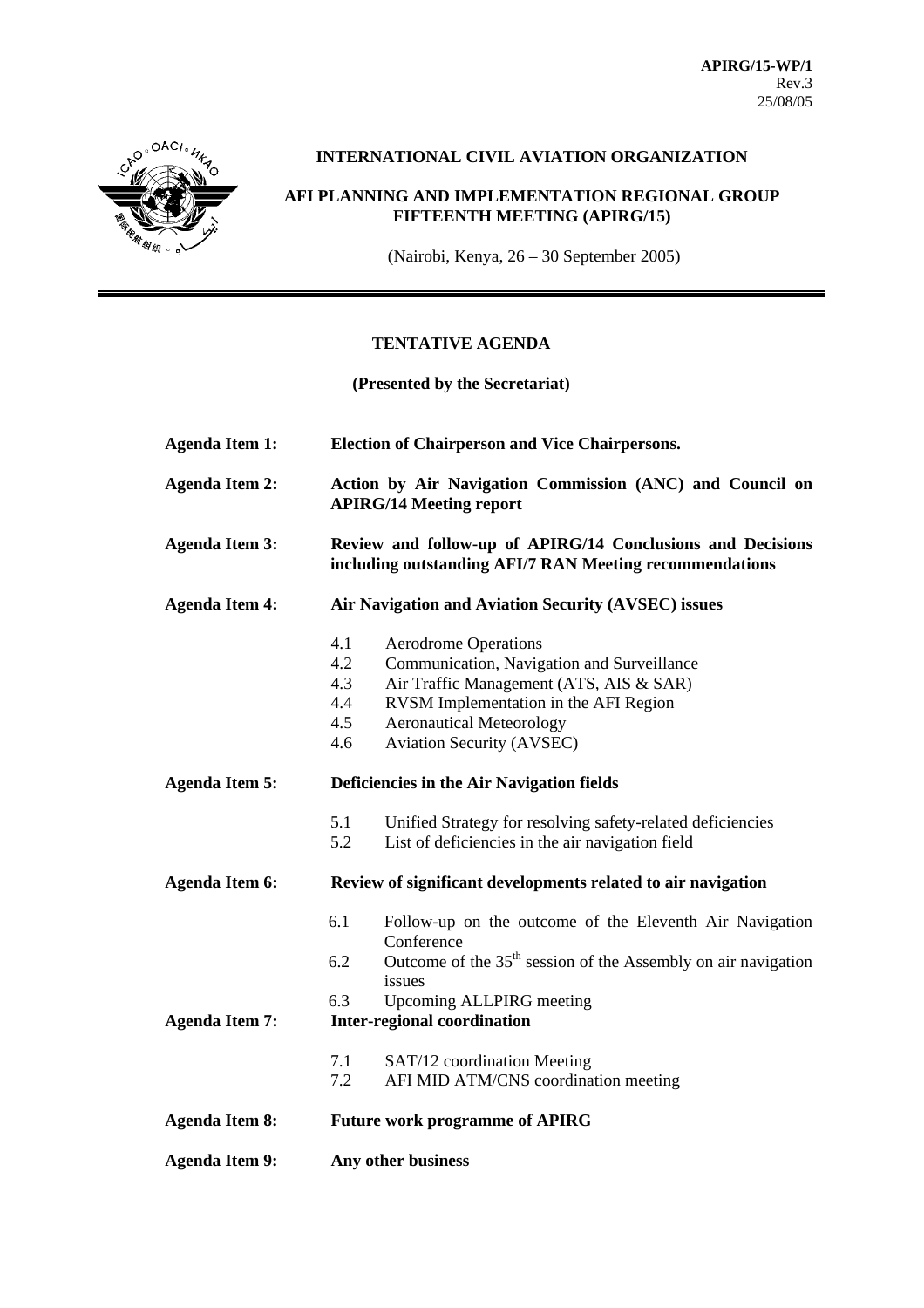**APIRG/15-WP/1**
Rev.3
25/08/05

**INTERNATIONAL CIVIL AVIATION ORGANIZATION**

**AFI PLANNING AND IMPLEMENTATION REGIONAL GROUP FIFTEENTH MEETING (APIRG/15)**

(Nairobi, Kenya, 26 – 30 September 2005)

---

## TENTATIVE AGENDA

**(Presented by the Secretariat)**

**Agenda Item 1:** **Election of Chairperson and Vice Chairpersons.**

**Agenda Item 2:** **Action by Air Navigation Commission (ANC) and Council on APIRG/14 Meeting report**

**Agenda Item 3:** **Review and follow-up of APIRG/14 Conclusions and Decisions including outstanding AFI/7 RAN Meeting recommendations**

**Agenda Item 4:** **Air Navigation and Aviation Security (AVSEC) issues**

- 4.1 Aerodrome Operations
- 4.2 Communication, Navigation and Surveillance
- 4.3 Air Traffic Management (ATS, AIS & SAR)
- 4.4 RVSM Implementation in the AFI Region
- 4.5 Aeronautical Meteorology
- 4.6 Aviation Security (AVSEC)

**Agenda Item 5:** **Deficiencies in the Air Navigation fields**

- 5.1 Unified Strategy for resolving safety-related deficiencies
- 5.2 List of deficiencies in the air navigation field

**Agenda Item 6:** **Review of significant developments related to air navigation**

- 6.1 Follow-up on the outcome of the Eleventh Air Navigation Conference
- 6.2 Outcome of the 35th session of the Assembly on air navigation issues
- 6.3 Upcoming ALLPIRG meeting

**Agenda Item 7:** **Inter-regional coordination**

- 7.1 SAT/12 coordination Meeting
- 7.2 AFI MID ATM/CNS coordination meeting

**Agenda Item 8:** **Future work programme of APIRG**

**Agenda Item 9:** **Any other business**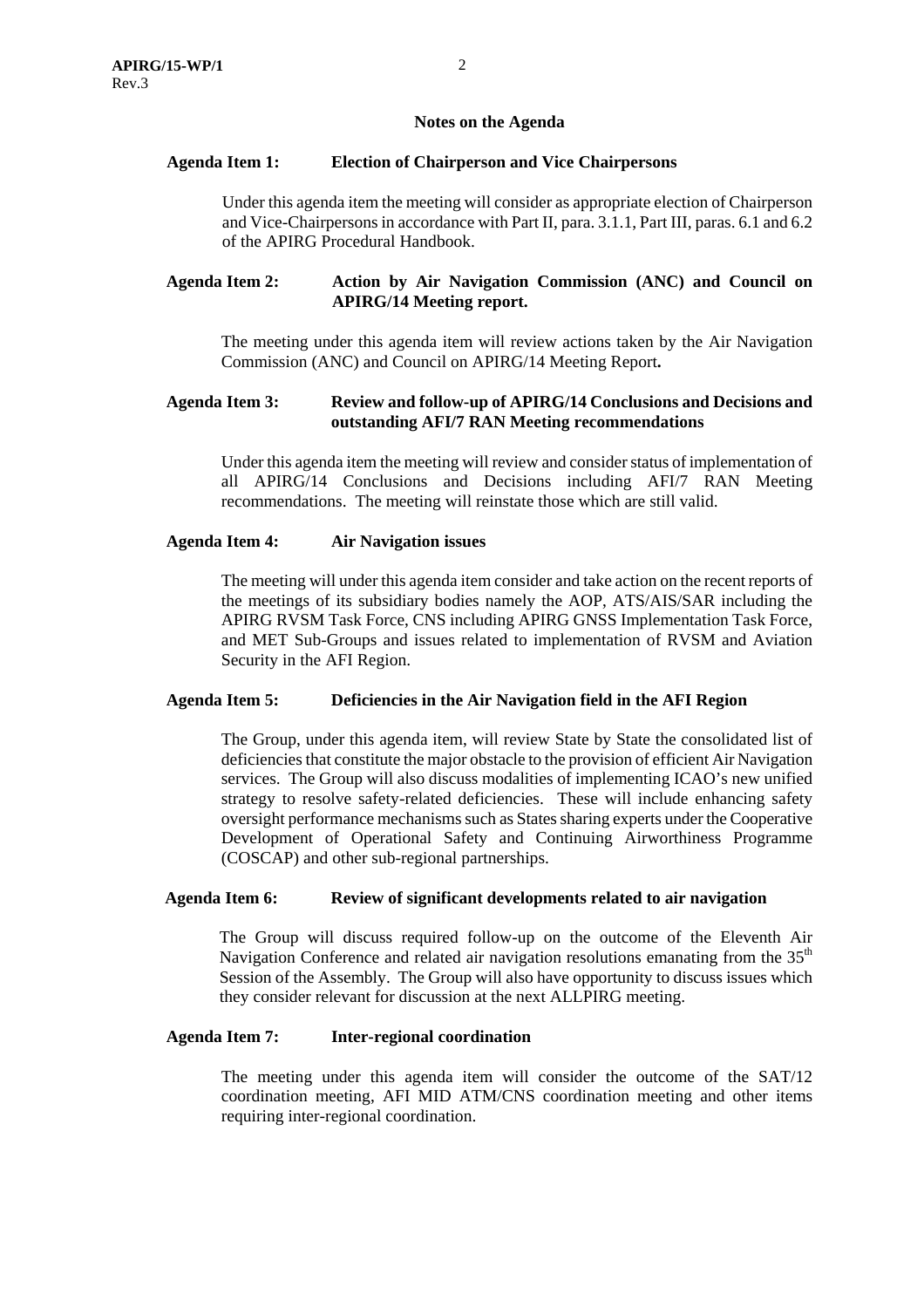## Notes on the Agenda

**Agenda Item 1: Election of Chairperson and Vice Chairpersons**

Under this agenda item the meeting will consider as appropriate election of Chairperson and Vice-Chairpersons in accordance with Part II, para. 3.1.1, Part III, paras. 6.1 and 6.2 of the APIRG Procedural Handbook.

**Agenda Item 2: Action by Air Navigation Commission (ANC) and Council on APIRG/14 Meeting report.**

The meeting under this agenda item will review actions taken by the Air Navigation Commission (ANC) and Council on APIRG/14 Meeting Report**.**

**Agenda Item 3: Review and follow-up of APIRG/14 Conclusions and Decisions and outstanding AFI/7 RAN Meeting recommendations**

Under this agenda item the meeting will review and consider status of implementation of all APIRG/14 Conclusions and Decisions including AFI/7 RAN Meeting recommendations. The meeting will reinstate those which are still valid.

**Agenda Item 4: Air Navigation issues**

The meeting will under this agenda item consider and take action on the recent reports of the meetings of its subsidiary bodies namely the AOP, ATS/AIS/SAR including the APIRG RVSM Task Force, CNS including APIRG GNSS Implementation Task Force, and MET Sub-Groups and issues related to implementation of RVSM and Aviation Security in the AFI Region.

**Agenda Item 5: Deficiencies in the Air Navigation field in the AFI Region**

The Group, under this agenda item, will review State by State the consolidated list of deficiencies that constitute the major obstacle to the provision of efficient Air Navigation services. The Group will also discuss modalities of implementing ICAO's new unified strategy to resolve safety-related deficiencies. These will include enhancing safety oversight performance mechanisms such as States sharing experts under the Cooperative Development of Operational Safety and Continuing Airworthiness Programme (COSCAP) and other sub-regional partnerships.

**Agenda Item 6: Review of significant developments related to air navigation**

The Group will discuss required follow-up on the outcome of the Eleventh Air Navigation Conference and related air navigation resolutions emanating from the 35th Session of the Assembly. The Group will also have opportunity to discuss issues which they consider relevant for discussion at the next ALLPIRG meeting.

**Agenda Item 7: Inter-regional coordination**

The meeting under this agenda item will consider the outcome of the SAT/12 coordination meeting, AFI MID ATM/CNS coordination meeting and other items requiring inter-regional coordination.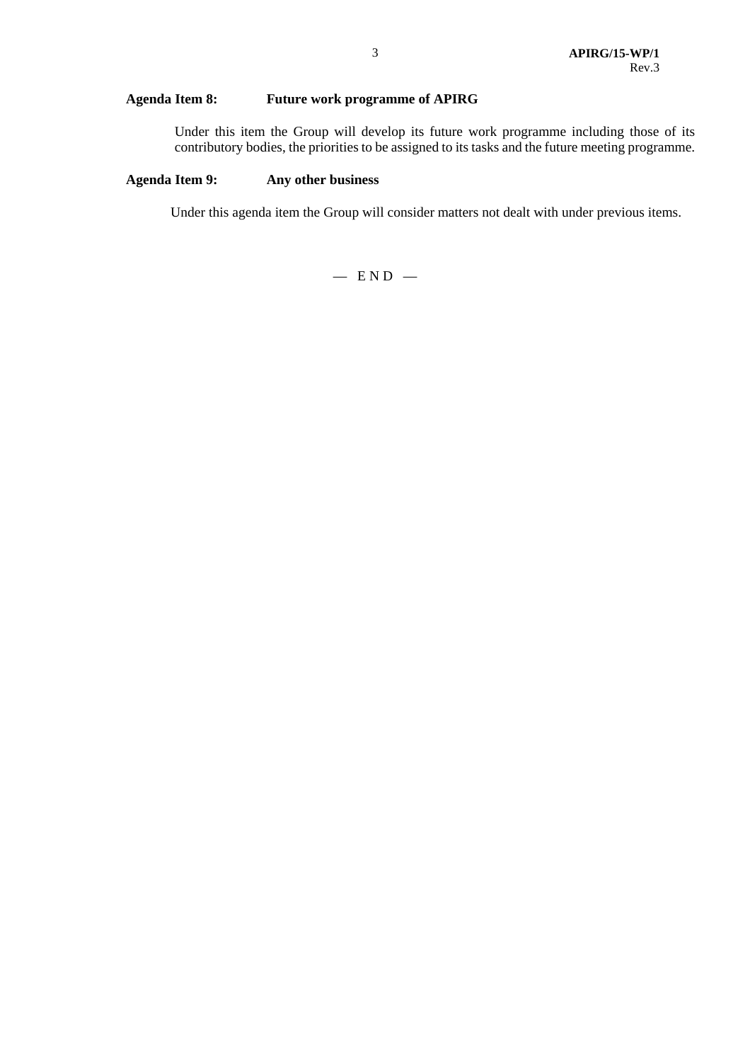**Agenda Item 8: Future work programme of APIRG**

Under this item the Group will develop its future work programme including those of its contributory bodies, the priorities to be assigned to its tasks and the future meeting programme.

**Agenda Item 9: Any other business**

Under this agenda item the Group will consider matters not dealt with under previous items.

— END —